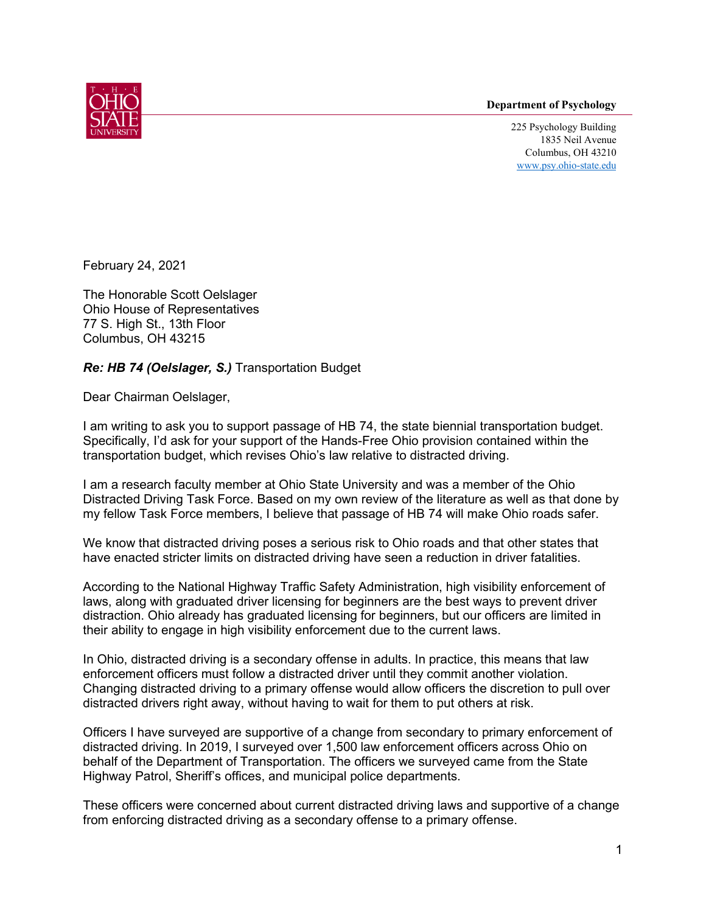Department of Psychology

225 Psychology Building
1835 Neil Avenue
Columbus, OH 43210
www.psy.ohio-state.edu

February 24, 2021

The Honorable Scott Oelslager
Ohio House of Representatives
77 S. High St., 13th Floor
Columbus, OH 43215

***Re: HB 74 (Oelslager, S.)*** Transportation Budget

Dear Chairman Oelslager,

I am writing to ask you to support passage of HB 74, the state biennial transportation budget. Specifically, I'd ask for your support of the Hands-Free Ohio provision contained within the transportation budget, which revises Ohio's law relative to distracted driving.

I am a research faculty member at Ohio State University and was a member of the Ohio Distracted Driving Task Force. Based on my own review of the literature as well as that done by my fellow Task Force members, I believe that passage of HB 74 will make Ohio roads safer.

We know that distracted driving poses a serious risk to Ohio roads and that other states that have enacted stricter limits on distracted driving have seen a reduction in driver fatalities.

According to the National Highway Traffic Safety Administration, high visibility enforcement of laws, along with graduated driver licensing for beginners are the best ways to prevent driver distraction. Ohio already has graduated licensing for beginners, but our officers are limited in their ability to engage in high visibility enforcement due to the current laws.

In Ohio, distracted driving is a secondary offense in adults. In practice, this means that law enforcement officers must follow a distracted driver until they commit another violation. Changing distracted driving to a primary offense would allow officers the discretion to pull over distracted drivers right away, without having to wait for them to put others at risk.

Officers I have surveyed are supportive of a change from secondary to primary enforcement of distracted driving. In 2019, I surveyed over 1,500 law enforcement officers across Ohio on behalf of the Department of Transportation. The officers we surveyed came from the State Highway Patrol, Sheriff's offices, and municipal police departments.

These officers were concerned about current distracted driving laws and supportive of a change from enforcing distracted driving as a secondary offense to a primary offense.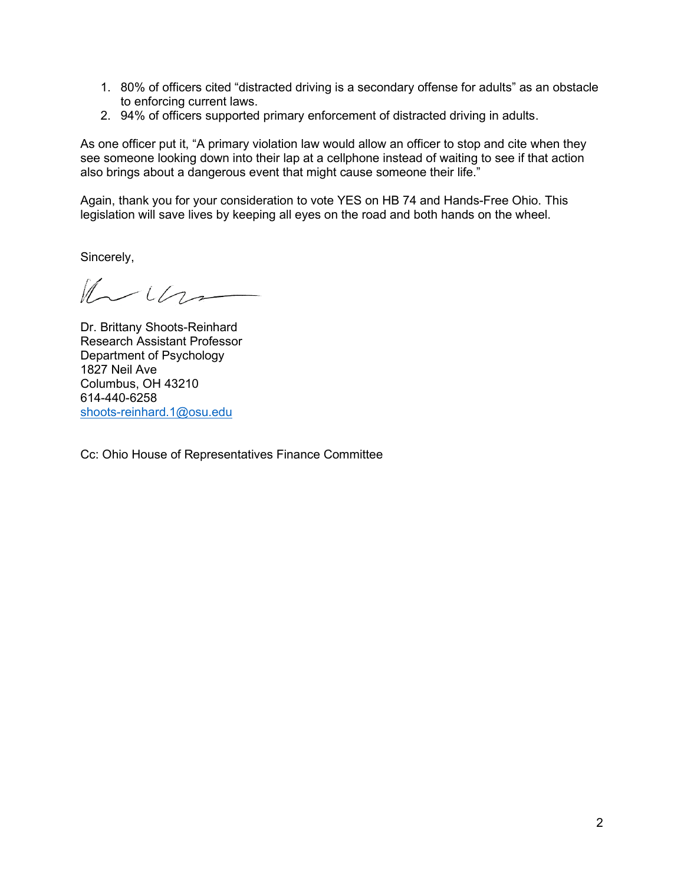1. 80% of officers cited “distracted driving is a secondary offense for adults” as an obstacle to enforcing current laws.
2. 94% of officers supported primary enforcement of distracted driving in adults.

As one officer put it, “A primary violation law would allow an officer to stop and cite when they see someone looking down into their lap at a cellphone instead of waiting to see if that action also brings about a dangerous event that might cause someone their life.”

Again, thank you for your consideration to vote YES on HB 74 and Hands-Free Ohio. This legislation will save lives by keeping all eyes on the road and both hands on the wheel.

Sincerely,

Dr. Brittany Shoots-Reinhard
Research Assistant Professor
Department of Psychology
1827 Neil Ave
Columbus, OH 43210
614-440-6258
shoots-reinhard.1@osu.edu

Cc: Ohio House of Representatives Finance Committee